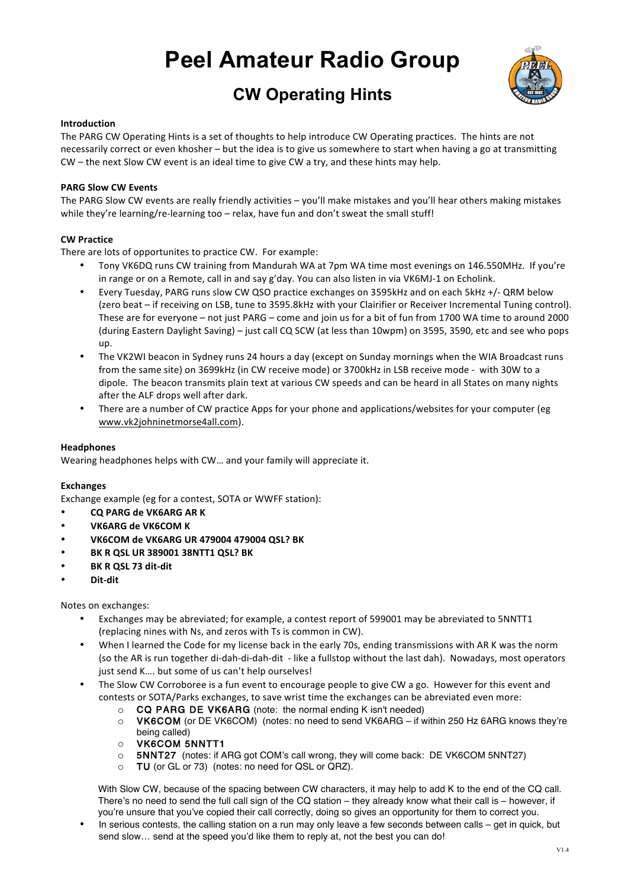# Peel Amateur Radio Group

## CW Operating Hints

**Introduction**

The PARG CW Operating Hints is a set of thoughts to help introduce CW Operating practices. The hints are not necessarily correct or even khosher – but the idea is to give us somewhere to start when having a go at transmitting CW – the next Slow CW event is an ideal time to give CW a try, and these hints may help.

**PARG Slow CW Events**

The PARG Slow CW events are really friendly activities – you'll make mistakes and you'll hear others making mistakes while they're learning/re-learning too – relax, have fun and don't sweat the small stuff!

**CW Practice**

There are lots of opportunites to practice CW. For example:

- Tony VK6DQ runs CW training from Mandurah WA at 7pm WA time most evenings on 146.550MHz. If you're in range or on a Remote, call in and say g'day. You can also listen in via VK6MJ-1 on Echolink.
- Every Tuesday, PARG runs slow CW QSO practice exchanges on 3595kHz and on each 5kHz +/- QRM below (zero beat – if receiving on LSB, tune to 3595.8kHz with your Clairifier or Receiver Incremental Tuning control). These are for everyone – not just PARG – come and join us for a bit of fun from 1700 WA time to around 2000 (during Eastern Daylight Saving) – just call CQ SCW (at less than 10wpm) on 3595, 3590, etc and see who pops up.
- The VK2WI beacon in Sydney runs 24 hours a day (except on Sunday mornings when the WIA Broadcast runs from the same site) on 3699kHz (in CW receive mode) or 3700kHz in LSB receive mode - with 30W to a dipole. The beacon transmits plain text at various CW speeds and can be heard in all States on many nights after the ALF drops well after dark.
- There are a number of CW practice Apps for your phone and applications/websites for your computer (eg www.vk2johninetmorse4all.com).

**Headphones**

Wearing headphones helps with CW… and your family will appreciate it.

**Exchanges**

Exchange example (eg for a contest, SOTA or WWFF station):

- **CQ PARG de VK6ARG AR K**
- **VK6ARG de VK6COM K**
- **VK6COM de VK6ARG UR 479004 479004 QSL? BK**
- **BK R QSL UR 389001 38NTT1 QSL? BK**
- **BK R QSL 73 dit-dit**
- **Dit-dit**

Notes on exchanges:

- Exchanges may be abreviated; for example, a contest report of 599001 may be abreviated to 5NNTT1 (replacing nines with Ns, and zeros with Ts is common in CW).
- When I learned the Code for my license back in the early 70s, ending transmissions with AR K was the norm (so the AR is run together di-dah-di-dah-dit - like a fullstop without the last dah). Nowadays, most operators just send K…. but some of us can't help ourselves!
- The Slow CW Corroboree is a fun event to encourage people to give CW a go. However for this event and contests or SOTA/Parks exchanges, to save wrist time the exchanges can be abreviated even more:
  - **CQ PARG DE VK6ARG** (note: the normal ending K isn't needed)
  - **VK6COM** (or DE VK6COM) (notes: no need to send VK6ARG – if within 250 Hz 6ARG knows they're being called)
  - **VK6COM 5NNTT1**
  - **5NNT27** (notes: if ARG got COM's call wrong, they will come back: DE VK6COM 5NNT27)
  - **TU** (or GL or 73) (notes: no need for QSL or QRZ).

  With Slow CW, because of the spacing between CW characters, it may help to add K to the end of the CQ call. There's no need to send the full call sign of the CQ station – they already know what their call is – however, if you're unsure that you've copied their call correctly, doing so gives an opportunity for them to correct you.
- In serious contests, the calling station on a run may only leave a few seconds between calls – get in quick, but send slow… send at the speed you'd like them to reply at, not the best you can do!

V1.4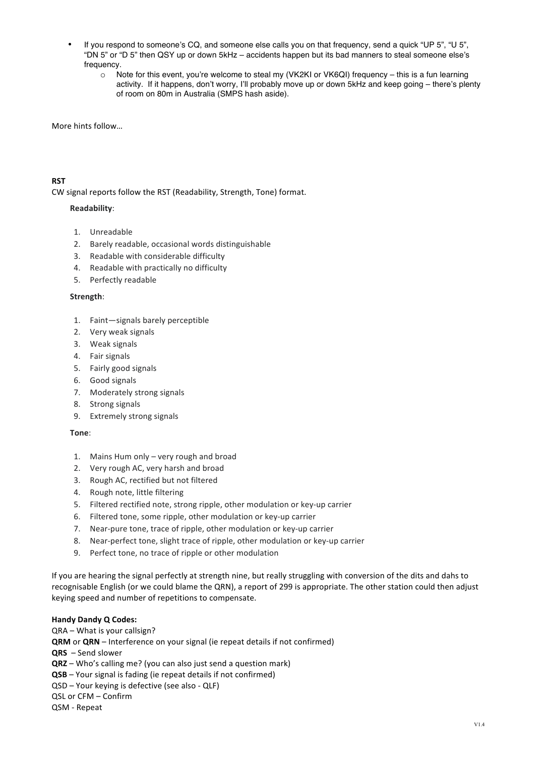- If you respond to someone's CQ, and someone else calls you on that frequency, send a quick "UP 5", "U 5", "DN 5" or "D 5" then QSY up or down 5kHz – accidents happen but its bad manners to steal someone else's frequency.
  - Note for this event, you're welcome to steal my (VK2KI or VK6QI) frequency – this is a fun learning activity. If it happens, don't worry, I'll probably move up or down 5kHz and keep going – there's plenty of room on 80m in Australia (SMPS hash aside).

More hints follow…

**RST**

CW signal reports follow the RST (Readability, Strength, Tone) format.

**Readability**:

1. Unreadable
2. Barely readable, occasional words distinguishable
3. Readable with considerable difficulty
4. Readable with practically no difficulty
5. Perfectly readable

**Strength**:

1. Faint—signals barely perceptible
2. Very weak signals
3. Weak signals
4. Fair signals
5. Fairly good signals
6. Good signals
7. Moderately strong signals
8. Strong signals
9. Extremely strong signals

**Tone**:

1. Mains Hum only – very rough and broad
2. Very rough AC, very harsh and broad
3. Rough AC, rectified but not filtered
4. Rough note, little filtering
5. Filtered rectified note, strong ripple, other modulation or key-up carrier
6. Filtered tone, some ripple, other modulation or key-up carrier
7. Near-pure tone, trace of ripple, other modulation or key-up carrier
8. Near-perfect tone, slight trace of ripple, other modulation or key-up carrier
9. Perfect tone, no trace of ripple or other modulation

If you are hearing the signal perfectly at strength nine, but really struggling with conversion of the dits and dahs to recognisable English (or we could blame the QRN), a report of 299 is appropriate. The other station could then adjust keying speed and number of repetitions to compensate.

**Handy Dandy Q Codes:**

QRA – What is your callsign?
**QRM** or **QRN** – Interference on your signal (ie repeat details if not confirmed)
**QRS** – Send slower
**QRZ** – Who's calling me? (you can also just send a question mark)
**QSB** – Your signal is fading (ie repeat details if not confirmed)
QSD – Your keying is defective (see also - QLF)
QSL or CFM – Confirm
QSM - Repeat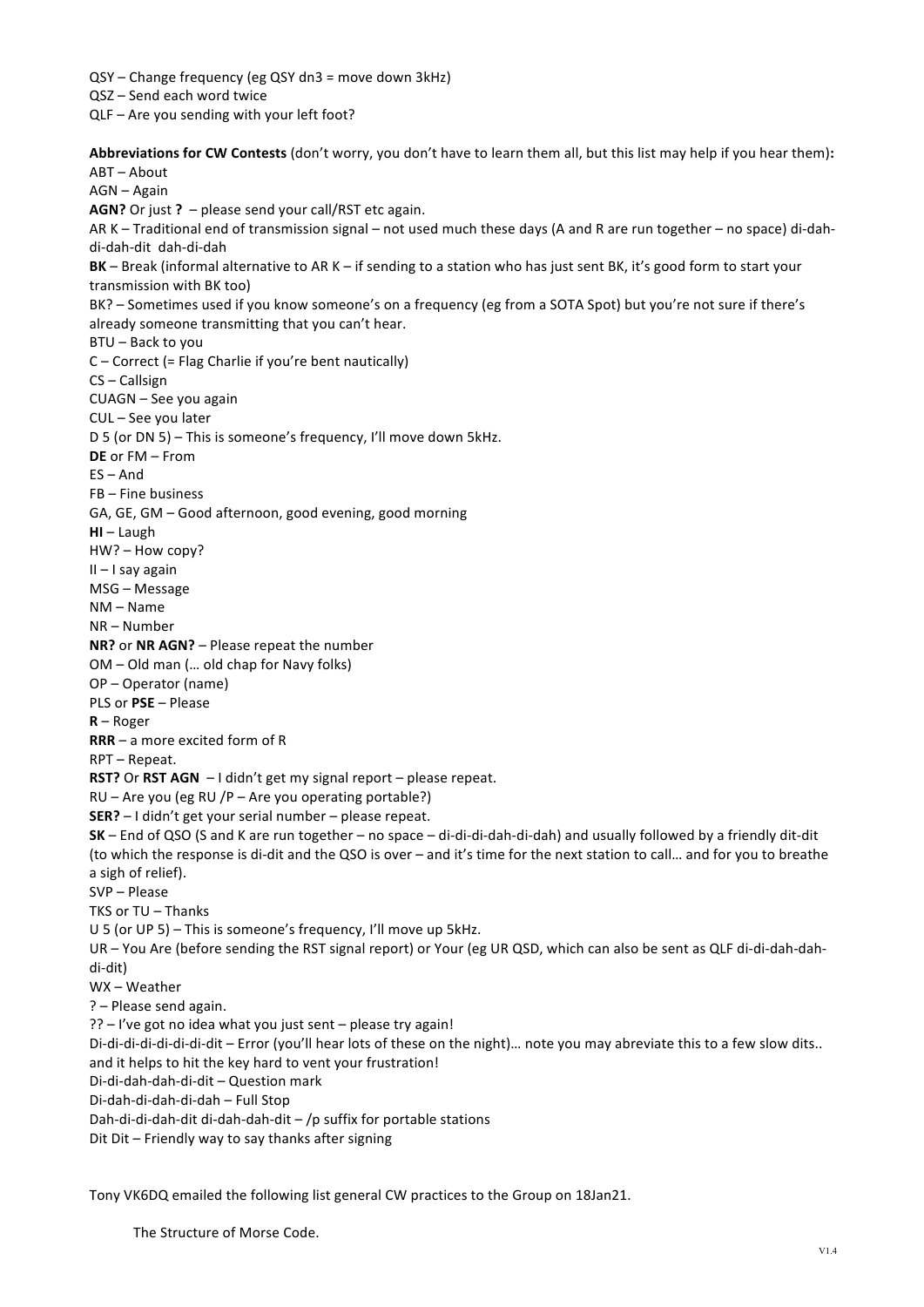QSY – Change frequency (eg QSY dn3 = move down 3kHz)
QSZ – Send each word twice
QLF – Are you sending with your left foot?

**Abbreviations for CW Contests** (don't worry, you don't have to learn them all, but this list may help if you hear them)**:**
ABT – About
AGN – Again
**AGN?** Or just **?** – please send your call/RST etc again.
AR K – Traditional end of transmission signal – not used much these days (A and R are run together – no space) di-dah-di-dah-dit dah-di-dah
**BK** – Break (informal alternative to AR K – if sending to a station who has just sent BK, it's good form to start your transmission with BK too)
BK? – Sometimes used if you know someone's on a frequency (eg from a SOTA Spot) but you're not sure if there's already someone transmitting that you can't hear.
BTU – Back to you
C – Correct (= Flag Charlie if you're bent nautically)
CS – Callsign
CUAGN – See you again
CUL – See you later
D 5 (or DN 5) – This is someone's frequency, I'll move down 5kHz.
**DE** or FM – From
ES – And
FB – Fine business
GA, GE, GM – Good afternoon, good evening, good morning
**HI** – Laugh
HW? – How copy?
II – I say again
MSG – Message
NM – Name
NR – Number
**NR?** or **NR AGN?** – Please repeat the number
OM – Old man (… old chap for Navy folks)
OP – Operator (name)
PLS or **PSE** – Please
**R** – Roger
**RRR** – a more excited form of R
RPT – Repeat.
**RST?** Or **RST AGN** – I didn't get my signal report – please repeat.
RU – Are you (eg RU /P – Are you operating portable?)
**SER?** – I didn't get your serial number – please repeat.
**SK** – End of QSO (S and K are run together – no space – di-di-di-dah-di-dah) and usually followed by a friendly dit-dit (to which the response is di-dit and the QSO is over – and it's time for the next station to call… and for you to breathe a sigh of relief).
SVP – Please
TKS or TU – Thanks
U 5 (or UP 5) – This is someone's frequency, I'll move up 5kHz.
UR – You Are (before sending the RST signal report) or Your (eg UR QSD, which can also be sent as QLF di-di-dah-dah-di-dit)
WX – Weather
? – Please send again.
?? – I've got no idea what you just sent – please try again!
Di-di-di-di-di-di-di-dit – Error (you'll hear lots of these on the night)… note you may abreviate this to a few slow dits.. and it helps to hit the key hard to vent your frustration!
Di-di-dah-dah-di-dit – Question mark
Di-dah-di-dah-di-dah – Full Stop
Dah-di-di-dah-dit di-dah-dah-dit – /p suffix for portable stations
Dit Dit – Friendly way to say thanks after signing

Tony VK6DQ emailed the following list general CW practices to the Group on 18Jan21.

The Structure of Morse Code.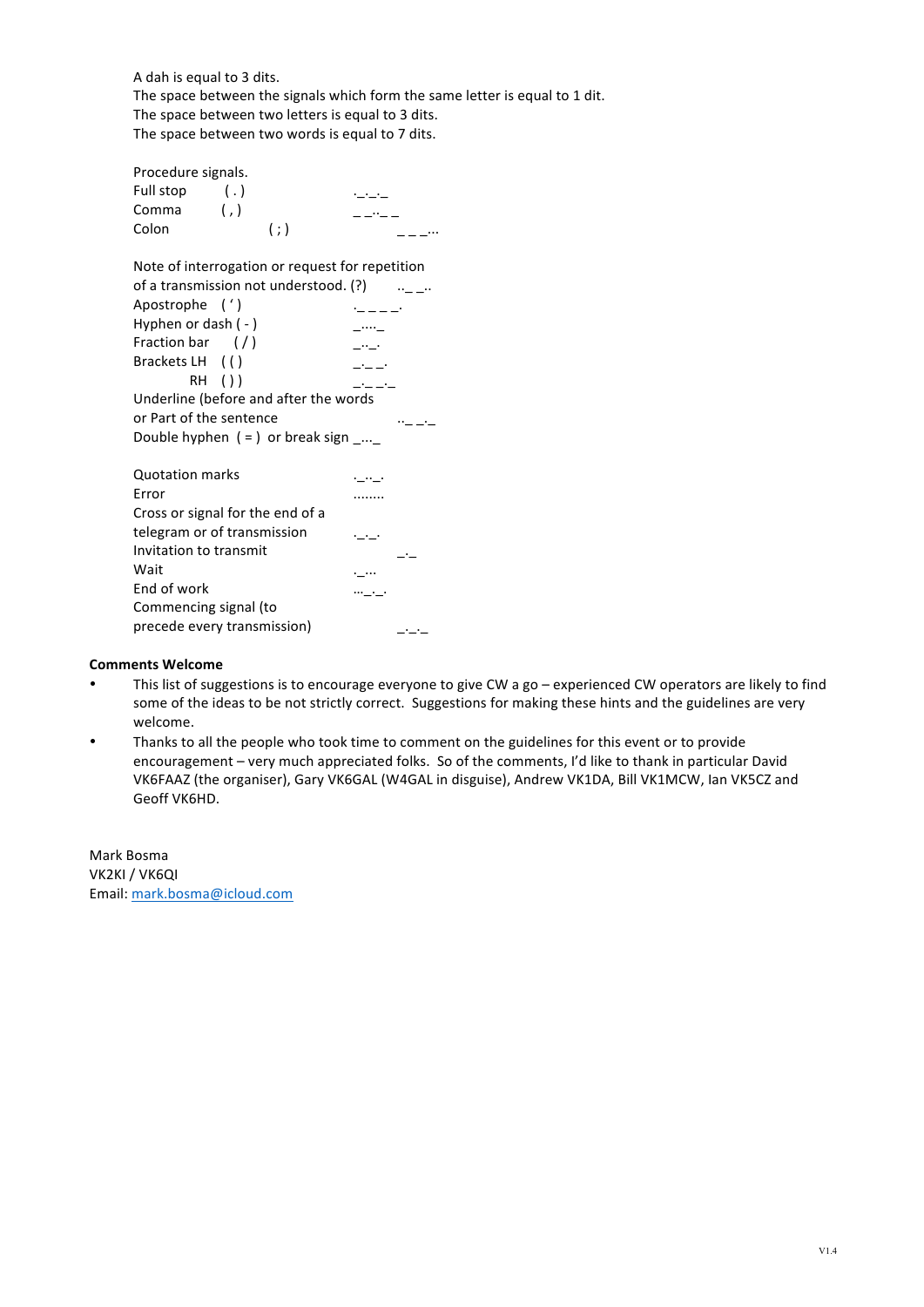A dah is equal to 3 dits.
The space between the signals which form the same letter is equal to 1 dit.
The space between two letters is equal to 3 dits.
The space between two words is equal to 7 dits.

Procedure signals.

| | | |
|---|---|---|
| Full stop | ( . ) | ._._._ |
| Comma | ( , ) | _ _.._ _ |
| Colon | ( ; ) | _ _ _... |
| Note of interrogation or request for repetition of a transmission not understood. | (?) | .._ _.. |
| Apostrophe | ( ' ) | ._ _ _ _. |
| Hyphen or dash | ( - ) | _...._ |
| Fraction bar | ( / ) | _.._. |
| Brackets LH | ( ( ) | _._ _. |
| RH | ( ) ) | _._ _._ |
| Underline (before and after the words or Part of the sentence | | .._ _._ |
| Double hyphen ( = ) or break sign | | _..._ |
| Quotation marks | | ._.._. |
| Error | | ........ |
| Cross or signal for the end of a telegram or of transmission | | ._._. |
| Invitation to transmit | | _._ |
| Wait | | ._... |
| End of work | | ..._._ |
| Commencing signal (to precede every transmission) | | _._._ |

**Comments Welcome**

- This list of suggestions is to encourage everyone to give CW a go – experienced CW operators are likely to find some of the ideas to be not strictly correct. Suggestions for making these hints and the guidelines are very welcome.
- Thanks to all the people who took time to comment on the guidelines for this event or to provide encouragement – very much appreciated folks. So of the comments, I'd like to thank in particular David VK6FAAZ (the organiser), Gary VK6GAL (W4GAL in disguise), Andrew VK1DA, Bill VK1MCW, Ian VK5CZ and Geoff VK6HD.

Mark Bosma
VK2KI / VK6QI
Email: mark.bosma@icloud.com

V1.4